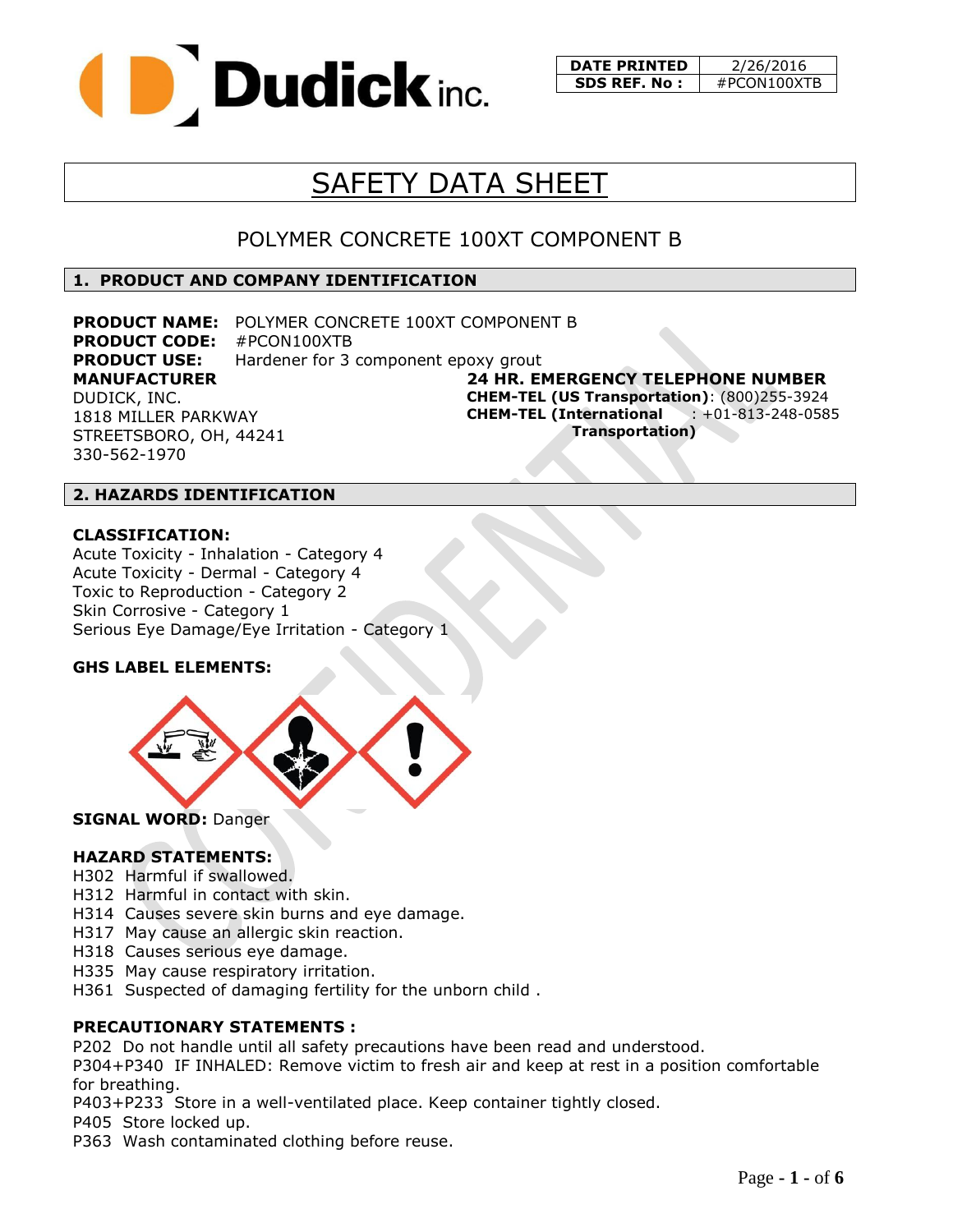| DATE PRINTED | 2/26/2016 |
| --- | --- |
| SDS REF. No : | #PCON100XTB |

# SAFETY DATA SHEET

## POLYMER CONCRETE 100XT COMPONENT B

### 1. PRODUCT AND COMPANY IDENTIFICATION

**PRODUCT NAME:** POLYMER CONCRETE 100XT COMPONENT B
**PRODUCT CODE:** #PCON100XTB
**PRODUCT USE:** Hardener for 3 component epoxy grout

**MANUFACTURER**
DUDICK, INC.
1818 MILLER PARKWAY
STREETSBORO, OH, 44241
330-562-1970

**24 HR. EMERGENCY TELEPHONE NUMBER**
**CHEM-TEL (US Transportation)**: (800)255-3924
**CHEM-TEL (International Transportation)**: +01-813-248-0585

### 2. HAZARDS IDENTIFICATION

**CLASSIFICATION:**
Acute Toxicity - Inhalation - Category 4
Acute Toxicity - Dermal - Category 4
Toxic to Reproduction - Category 2
Skin Corrosive - Category 1
Serious Eye Damage/Eye Irritation - Category 1

**GHS LABEL ELEMENTS:**

**SIGNAL WORD:** Danger

**HAZARD STATEMENTS:**
H302 Harmful if swallowed.
H312 Harmful in contact with skin.
H314 Causes severe skin burns and eye damage.
H317 May cause an allergic skin reaction.
H318 Causes serious eye damage.
H335 May cause respiratory irritation.
H361 Suspected of damaging fertility for the unborn child .

**PRECAUTIONARY STATEMENTS :**
P202 Do not handle until all safety precautions have been read and understood.
P304+P340 IF INHALED: Remove victim to fresh air and keep at rest in a position comfortable for breathing.
P403+P233 Store in a well-ventilated place. Keep container tightly closed.
P405 Store locked up.
P363 Wash contaminated clothing before reuse.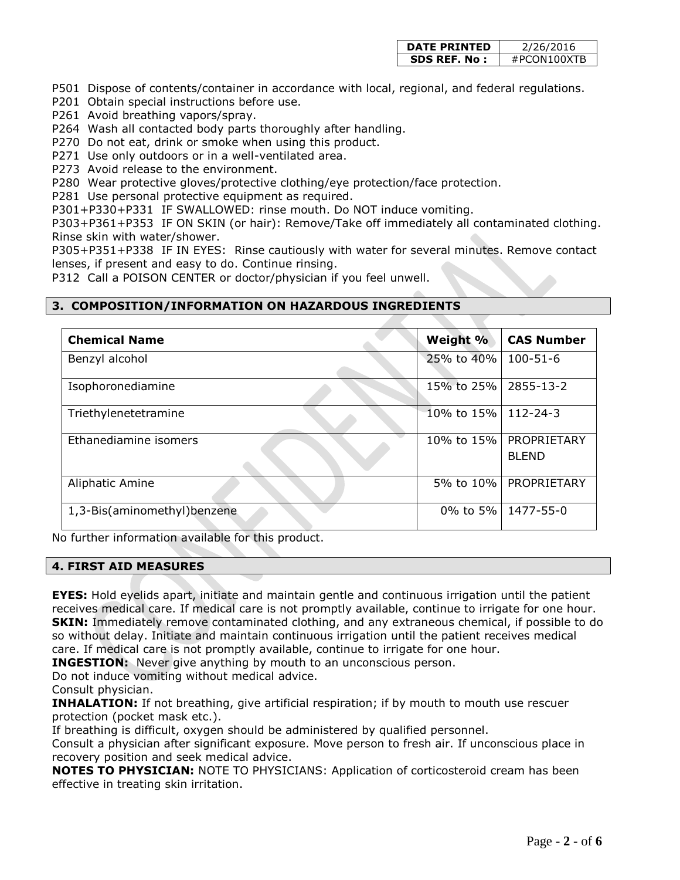| DATE PRINTED | 2/26/2016 |
|---|---|
| SDS REF. No : | #PCON100XTB |

P501 Dispose of contents/container in accordance with local, regional, and federal regulations.
P201 Obtain special instructions before use.
P261 Avoid breathing vapors/spray.
P264 Wash all contacted body parts thoroughly after handling.
P270 Do not eat, drink or smoke when using this product.
P271 Use only outdoors or in a well-ventilated area.
P273 Avoid release to the environment.
P280 Wear protective gloves/protective clothing/eye protection/face protection.
P281 Use personal protective equipment as required.
P301+P330+P331 IF SWALLOWED: rinse mouth. Do NOT induce vomiting.
P303+P361+P353 IF ON SKIN (or hair): Remove/Take off immediately all contaminated clothing. Rinse skin with water/shower.
P305+P351+P338 IF IN EYES: Rinse cautiously with water for several minutes. Remove contact lenses, if present and easy to do. Continue rinsing.
P312 Call a POISON CENTER or doctor/physician if you feel unwell.

## 3. COMPOSITION/INFORMATION ON HAZARDOUS INGREDIENTS

| Chemical Name | Weight % | CAS Number |
|---|---|---|
| Benzyl alcohol | 25% to 40% | 100-51-6 |
| Isophoronediamine | 15% to 25% | 2855-13-2 |
| Triethylenetetramine | 10% to 15% | 112-24-3 |
| Ethanediamine isomers | 10% to 15% | PROPRIETARY BLEND |
| Aliphatic Amine | 5% to 10% | PROPRIETARY |
| 1,3-Bis(aminomethyl)benzene | 0% to 5% | 1477-55-0 |

No further information available for this product.

## 4. FIRST AID MEASURES

**EYES:** Hold eyelids apart, initiate and maintain gentle and continuous irrigation until the patient receives medical care. If medical care is not promptly available, continue to irrigate for one hour.
**SKIN:** Immediately remove contaminated clothing, and any extraneous chemical, if possible to do so without delay. Initiate and maintain continuous irrigation until the patient receives medical care. If medical care is not promptly available, continue to irrigate for one hour.
**INGESTION:** Never give anything by mouth to an unconscious person.
Do not induce vomiting without medical advice.
Consult physician.
**INHALATION:** If not breathing, give artificial respiration; if by mouth to mouth use rescuer protection (pocket mask etc.).
If breathing is difficult, oxygen should be administered by qualified personnel.
Consult a physician after significant exposure. Move person to fresh air. If unconscious place in recovery position and seek medical advice.
**NOTES TO PHYSICIAN:** NOTE TO PHYSICIANS: Application of corticosteroid cream has been effective in treating skin irritation.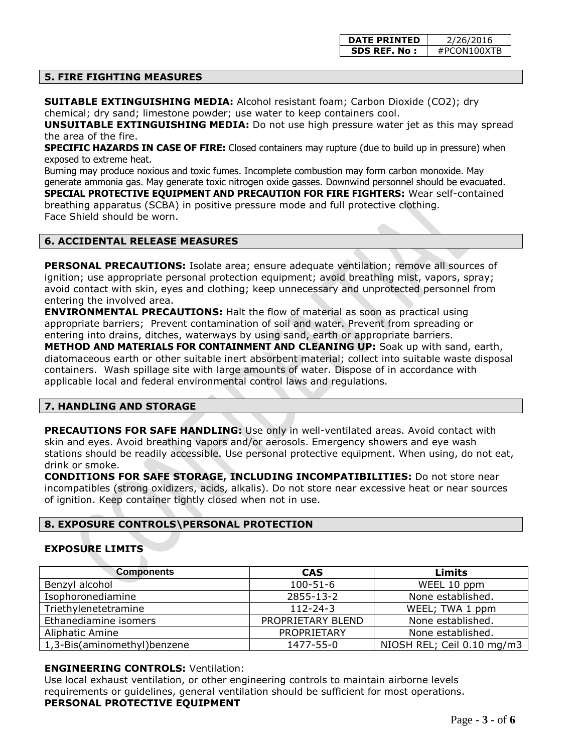| DATE PRINTED | 2/26/2016 |
| --- | --- |
| SDS REF. No : | #PCON100XTB |

## 5. FIRE FIGHTING MEASURES

**SUITABLE EXTINGUISHING MEDIA:** Alcohol resistant foam; Carbon Dioxide ($CO_2$); dry chemical; dry sand; limestone powder; use water to keep containers cool.
**UNSUITABLE EXTINGUISHING MEDIA:** Do not use high pressure water jet as this may spread the area of the fire.
**SPECIFIC HAZARDS IN CASE OF FIRE:** Closed containers may rupture (due to build up in pressure) when exposed to extreme heat.
Burning may produce noxious and toxic fumes. Incomplete combustion may form carbon monoxide. May generate ammonia gas. May generate toxic nitrogen oxide gasses. Downwind personnel should be evacuated.
**SPECIAL PROTECTIVE EQUIPMENT AND PRECAUTION FOR FIRE FIGHTERS:** Wear self-contained breathing apparatus (SCBA) in positive pressure mode and full protective clothing.
Face Shield should be worn.

## 6. ACCIDENTAL RELEASE MEASURES

**PERSONAL PRECAUTIONS:** Isolate area; ensure adequate ventilation; remove all sources of ignition; use appropriate personal protection equipment; avoid breathing mist, vapors, spray; avoid contact with skin, eyes and clothing; keep unnecessary and unprotected personnel from entering the involved area.
**ENVIRONMENTAL PRECAUTIONS:** Halt the flow of material as soon as practical using appropriate barriers; Prevent contamination of soil and water. Prevent from spreading or entering into drains, ditches, waterways by using sand, earth or appropriate barriers.
**METHOD AND MATERIALS FOR CONTAINMENT AND CLEANING UP:** Soak up with sand, earth, diatomaceous earth or other suitable inert absorbent material; collect into suitable waste disposal containers. Wash spillage site with large amounts of water. Dispose of in accordance with applicable local and federal environmental control laws and regulations.

## 7. HANDLING AND STORAGE

**PRECAUTIONS FOR SAFE HANDLING:** Use only in well-ventilated areas. Avoid contact with skin and eyes. Avoid breathing vapors and/or aerosols. Emergency showers and eye wash stations should be readily accessible. Use personal protective equipment. When using, do not eat, drink or smoke.
**CONDITIONS FOR SAFE STORAGE, INCLUDING INCOMPATIBILITIES:** Do not store near incompatibles (strong oxidizers, acids, alkalis). Do not store near excessive heat or near sources of ignition. Keep container tightly closed when not in use.

## 8. EXPOSURE CONTROLS\PERSONAL PROTECTION

### EXPOSURE LIMITS

| Components | CAS | Limits |
| --- | --- | --- |
| Benzyl alcohol | 100-51-6 | WEEL 10 ppm |
| Isophoronediamine | 2855-13-2 | None established. |
| Triethylenetetramine | 112-24-3 | WEEL; TWA 1 ppm |
| Ethanediamine isomers | PROPRIETARY BLEND | None established. |
| Aliphatic Amine | PROPRIETARY | None established. |
| 1,3-Bis(aminomethyl)benzene | 1477-55-0 | NIOSH REL; Ceil 0.10 mg/m3 |

**ENGINEERING CONTROLS:** Ventilation:
Use local exhaust ventilation, or other engineering controls to maintain airborne levels requirements or guidelines, general ventilation should be sufficient for most operations.
**PERSONAL PROTECTIVE EQUIPMENT**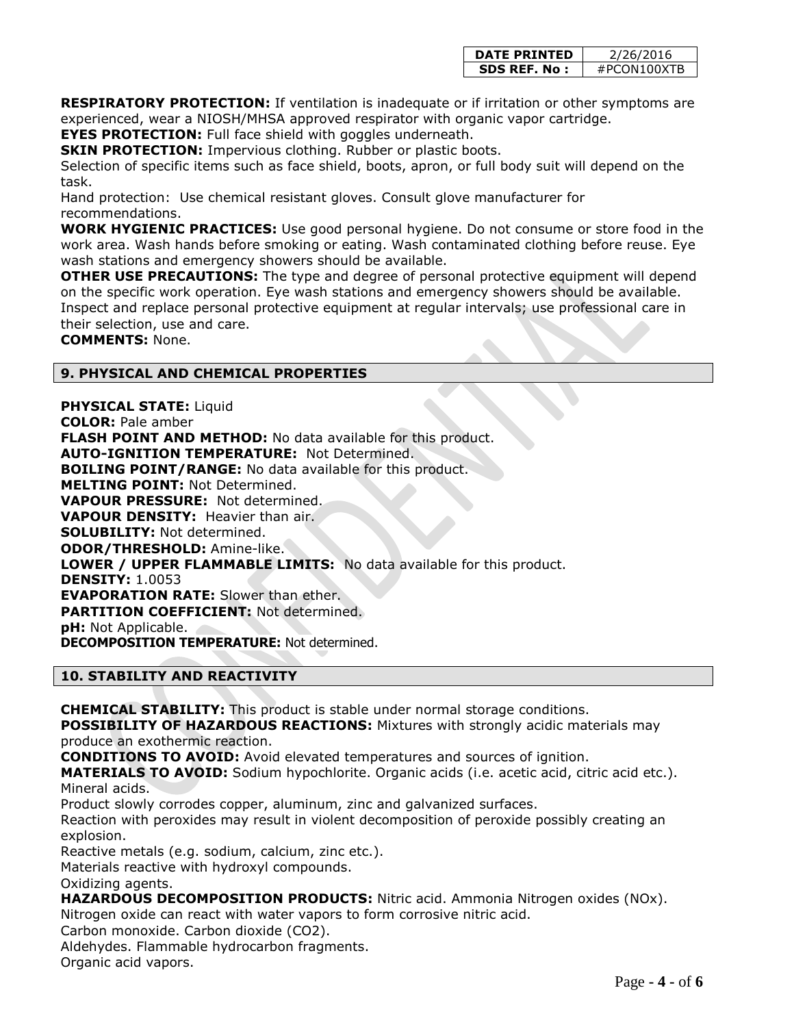| DATE PRINTED | 2/26/2016 |
| --- | --- |
| SDS REF. No : | #PCON100XTB |

**RESPIRATORY PROTECTION:** If ventilation is inadequate or if irritation or other symptoms are experienced, wear a NIOSH/MHSA approved respirator with organic vapor cartridge.
**EYES PROTECTION:** Full face shield with goggles underneath.
**SKIN PROTECTION:** Impervious clothing. Rubber or plastic boots.
Selection of specific items such as face shield, boots, apron, or full body suit will depend on the task.
Hand protection: Use chemical resistant gloves. Consult glove manufacturer for recommendations.
**WORK HYGIENIC PRACTICES:** Use good personal hygiene. Do not consume or store food in the work area. Wash hands before smoking or eating. Wash contaminated clothing before reuse. Eye wash stations and emergency showers should be available.
**OTHER USE PRECAUTIONS:** The type and degree of personal protective equipment will depend on the specific work operation. Eye wash stations and emergency showers should be available. Inspect and replace personal protective equipment at regular intervals; use professional care in their selection, use and care.
**COMMENTS:** None.

## 9. PHYSICAL AND CHEMICAL PROPERTIES

**PHYSICAL STATE:** Liquid
**COLOR:** Pale amber
**FLASH POINT AND METHOD:** No data available for this product.
**AUTO-IGNITION TEMPERATURE:** Not Determined.
**BOILING POINT/RANGE:** No data available for this product.
**MELTING POINT:** Not Determined.
**VAPOUR PRESSURE:** Not determined.
**VAPOUR DENSITY:** Heavier than air.
**SOLUBILITY:** Not determined.
**ODOR/THRESHOLD:** Amine-like.
**LOWER / UPPER FLAMMABLE LIMITS:** No data available for this product.
**DENSITY:** 1.0053
**EVAPORATION RATE:** Slower than ether.
**PARTITION COEFFICIENT:** Not determined.
**pH:** Not Applicable.
**DECOMPOSITION TEMPERATURE:** Not determined.

## 10. STABILITY AND REACTIVITY

**CHEMICAL STABILITY:** This product is stable under normal storage conditions.
**POSSIBILITY OF HAZARDOUS REACTIONS:** Mixtures with strongly acidic materials may produce an exothermic reaction.
**CONDITIONS TO AVOID:** Avoid elevated temperatures and sources of ignition.
**MATERIALS TO AVOID:** Sodium hypochlorite. Organic acids (i.e. acetic acid, citric acid etc.). Mineral acids.
Product slowly corrodes copper, aluminum, zinc and galvanized surfaces.
Reaction with peroxides may result in violent decomposition of peroxide possibly creating an explosion.
Reactive metals (e.g. sodium, calcium, zinc etc.).
Materials reactive with hydroxyl compounds.
Oxidizing agents.
**HAZARDOUS DECOMPOSITION PRODUCTS:** Nitric acid. Ammonia Nitrogen oxides (NOx).
Nitrogen oxide can react with water vapors to form corrosive nitric acid.
Carbon monoxide. Carbon dioxide ($CO_2$).
Aldehydes. Flammable hydrocarbon fragments.
Organic acid vapors.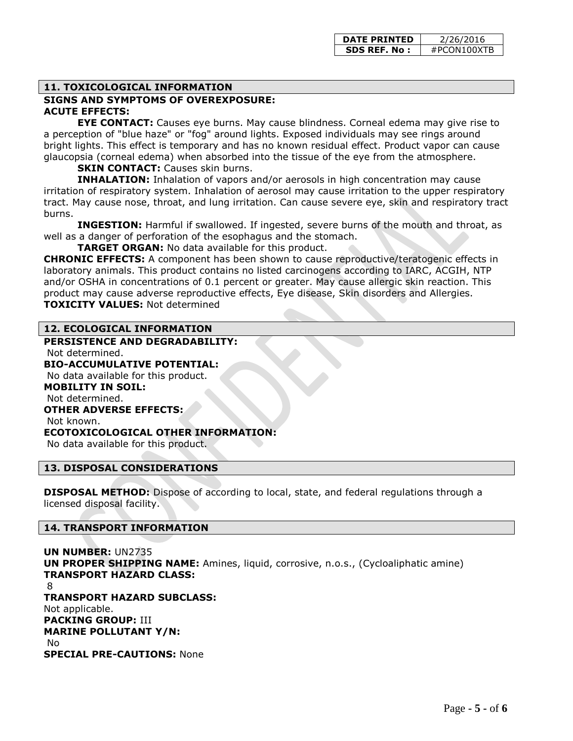| DATE PRINTED | 2/26/2016 |
| --- | --- |
| SDS REF. No : | #PCON100XTB |

## 11. TOXICOLOGICAL INFORMATION

**SIGNS AND SYMPTOMS OF OVEREXPOSURE:**

**ACUTE EFFECTS:**

**EYE CONTACT:** Causes eye burns. May cause blindness. Corneal edema may give rise to a perception of "blue haze" or "fog" around lights. Exposed individuals may see rings around bright lights. This effect is temporary and has no known residual effect. Product vapor can cause glaucopsia (corneal edema) when absorbed into the tissue of the eye from the atmosphere.

**SKIN CONTACT:** Causes skin burns.

**INHALATION:** Inhalation of vapors and/or aerosols in high concentration may cause irritation of respiratory system. Inhalation of aerosol may cause irritation to the upper respiratory tract. May cause nose, throat, and lung irritation. Can cause severe eye, skin and respiratory tract burns.

**INGESTION:** Harmful if swallowed. If ingested, severe burns of the mouth and throat, as well as a danger of perforation of the esophagus and the stomach.

**TARGET ORGAN:** No data available for this product.

**CHRONIC EFFECTS:** A component has been shown to cause reproductive/teratogenic effects in laboratory animals. This product contains no listed carcinogens according to IARC, ACGIH, NTP and/or OSHA in concentrations of 0.1 percent or greater. May cause allergic skin reaction. This product may cause adverse reproductive effects, Eye disease, Skin disorders and Allergies.

**TOXICITY VALUES:** Not determined

## 12. ECOLOGICAL INFORMATION

**PERSISTENCE AND DEGRADABILITY:**
Not determined.

**BIO-ACCUMULATIVE POTENTIAL:**
No data available for this product.

**MOBILITY IN SOIL:**
Not determined.

**OTHER ADVERSE EFFECTS:**
Not known.

**ECOTOXICOLOGICAL OTHER INFORMATION:**
No data available for this product.

## 13. DISPOSAL CONSIDERATIONS

**DISPOSAL METHOD:** Dispose of according to local, state, and federal regulations through a licensed disposal facility.

## 14. TRANSPORT INFORMATION

**UN NUMBER:** UN2735

**UN PROPER SHIPPING NAME:** Amines, liquid, corrosive, n.o.s., (Cycloaliphatic amine)

**TRANSPORT HAZARD CLASS:**
8

**TRANSPORT HAZARD SUBCLASS:**
Not applicable.

**PACKING GROUP:** III

**MARINE POLLUTANT Y/N:**
No

**SPECIAL PRE-CAUTIONS:** None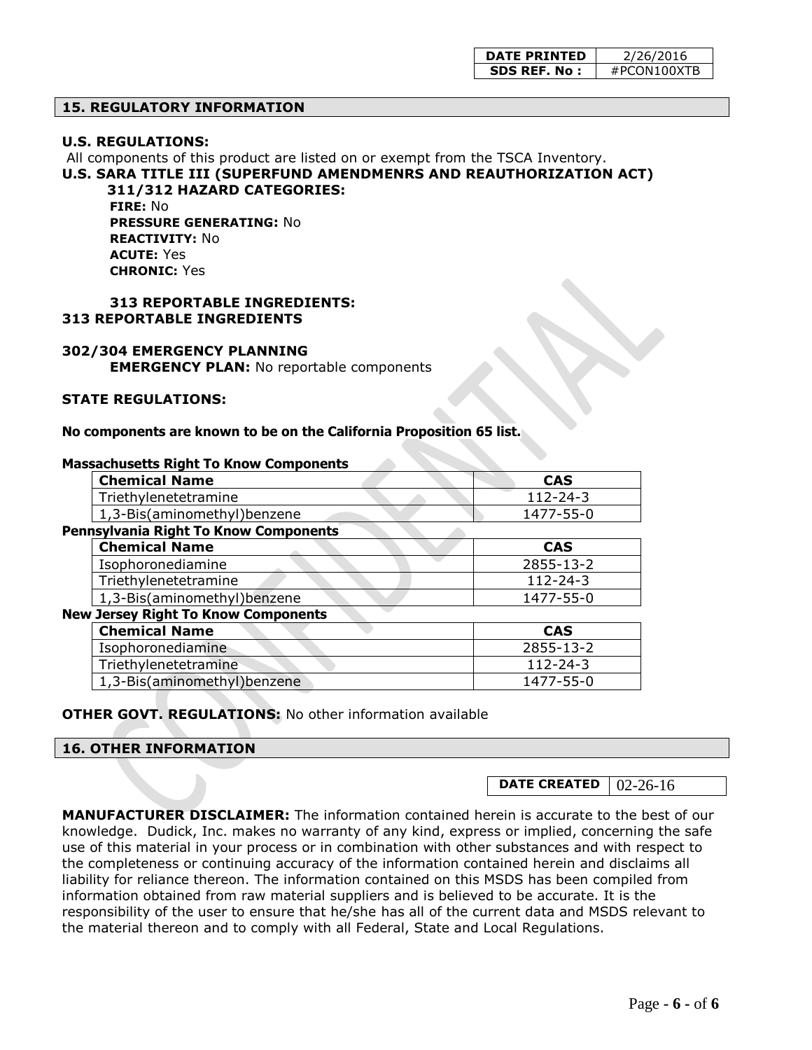| DATE PRINTED | 2/26/2016 |
| --- | --- |
| SDS REF. No : | #PCON100XTB |

## 15. REGULATORY INFORMATION

**U.S. REGULATIONS:**

All components of this product are listed on or exempt from the TSCA Inventory.

**U.S. SARA TITLE III (SUPERFUND AMENDMENRS AND REAUTHORIZATION ACT)**

**311/312 HAZARD CATEGORIES:**

**FIRE:** No
**PRESSURE GENERATING:** No
**REACTIVITY:** No
**ACUTE:** Yes
**CHRONIC:** Yes

**313 REPORTABLE INGREDIENTS:**

**313 REPORTABLE INGREDIENTS**

**302/304 EMERGENCY PLANNING**

**EMERGENCY PLAN:** No reportable components

**STATE REGULATIONS:**

**No components are known to be on the California Proposition 65 list.**

**Massachusetts Right To Know Components**

| Chemical Name | CAS |
| --- | --- |
| Triethylenetetramine | 112-24-3 |
| 1,3-Bis(aminomethyl)benzene | 1477-55-0 |

**Pennsylvania Right To Know Components**

| Chemical Name | CAS |
| --- | --- |
| Isophoronediamine | 2855-13-2 |
| Triethylenetetramine | 112-24-3 |
| 1,3-Bis(aminomethyl)benzene | 1477-55-0 |

**New Jersey Right To Know Components**

| Chemical Name | CAS |
| --- | --- |
| Isophoronediamine | 2855-13-2 |
| Triethylenetetramine | 112-24-3 |
| 1,3-Bis(aminomethyl)benzene | 1477-55-0 |

**OTHER GOVT. REGULATIONS:** No other information available

## 16. OTHER INFORMATION

| DATE CREATED | 02-26-16 |
| --- | --- |

**MANUFACTURER DISCLAIMER:** The information contained herein is accurate to the best of our knowledge. Dudick, Inc. makes no warranty of any kind, express or implied, concerning the safe use of this material in your process or in combination with other substances and with respect to the completeness or continuing accuracy of the information contained herein and disclaims all liability for reliance thereon. The information contained on this MSDS has been compiled from information obtained from raw material suppliers and is believed to be accurate. It is the responsibility of the user to ensure that he/she has all of the current data and MSDS relevant to the material thereon and to comply with all Federal, State and Local Regulations.